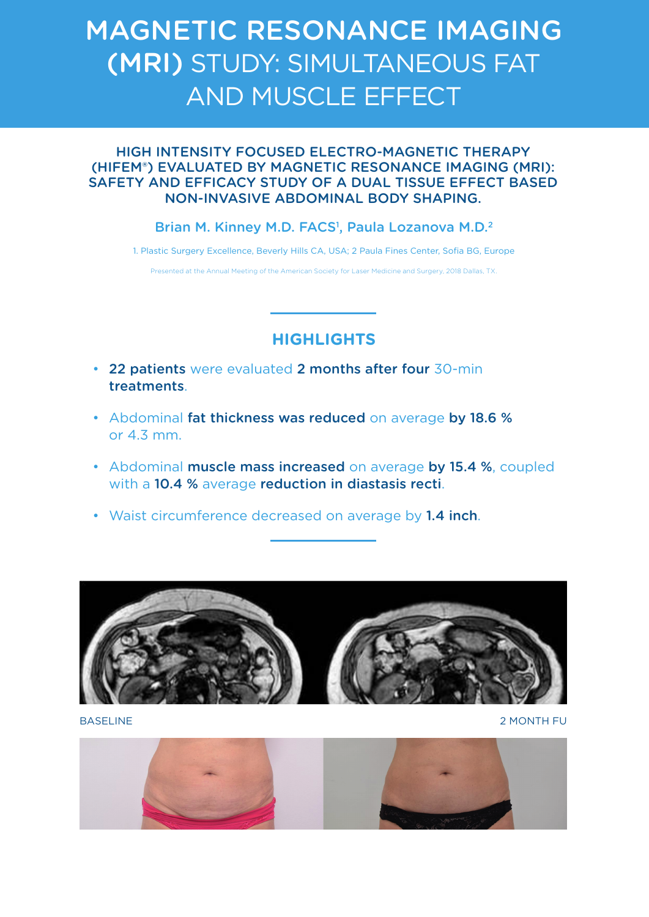# MAGNETIC RESONANCE IMAGING (MRI) STUDY: SIMULTANEOUS FAT AND MUSCLE EFFECT

## HIGH INTENSITY FOCUSED ELECTRO-MAGNETIC THERAPY (HIFEM®) EVALUATED BY MAGNETIC RESONANCE IMAGING (MRI): SAFETY AND EFFICACY STUDY OF A DUAL TISSUE EFFECT BASED NON-INVASIVE ABDOMINAL BODY SHAPING.

Brian M. Kinney M.D. FACS[1], Paula Lozanova M.D.[2]

1. Plastic Surgery Excellence, Beverly Hills CA, USA; 2 Paula Fines Center, Sofia BG, Europe

Presented at the Annual Meeting of the American Society for Laser Medicine and Surgery, 2018 Dallas, TX.

## HIGHLIGHTS

- **22 patients** were evaluated **2 months after four** 30-min **treatments**.
- Abdominal **fat thickness was reduced** on average **by 18.6 %** or 4.3 mm.
- Abdominal **muscle mass increased** on average **by 15.4 %**, coupled with a **10.4 %** average **reduction in diastasis recti**.
- Waist circumference decreased on average by **1.4 inch**.

BASELINE

2 MONTH FU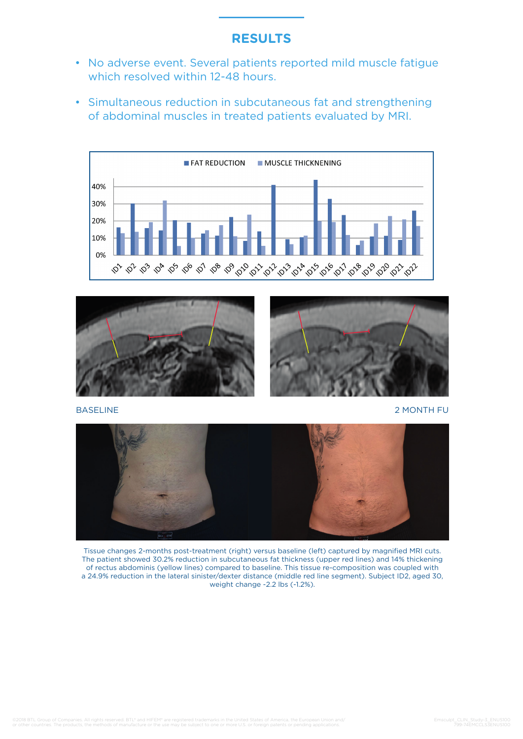## RESULTS

- No adverse event. Several patients reported mild muscle fatigue which resolved within 12-48 hours.
- Simultaneous reduction in subcutaneous fat and strengthening of abdominal muscles in treated patients evaluated by MRI.

FAT REDUCTION
MUSCLE THICKNENING

40%
30%
20%
10%
0%

ID1 ID2 ID3 ID4 ID5 ID6 ID7 ID8 ID9 ID10 ID11 ID12 ID13 ID14 ID15 ID16 ID17 ID18 ID19 ID20 ID21 ID22

BASELINE

2 MONTH FU

Tissue changes 2-months post-treatment (right) versus baseline (left) captured by magnified MRI cuts. The patient showed 30.2% reduction in subcutaneous fat thickness (upper red lines) and 14% thickening of rectus abdominis (yellow lines) compared to baseline. This tissue re-composition was coupled with a 24.9% reduction in the lateral sinister/dexter distance (middle red line segment). Subject ID2, aged 30, weight change -2.2 lbs (-1.2%).

©2018 BTL Group of Companies. All rights reserved. BTL® and HIFEM® are registered trademarks in the United States of America, the European Union and/or other countries. The products, the methods of manufacture or the use may be subject to one or more U.S. or foreign patents or pending applications.

Emsculpt_CLIN_Study-3_ENUS100
799-74EMCCLS3ENUS100